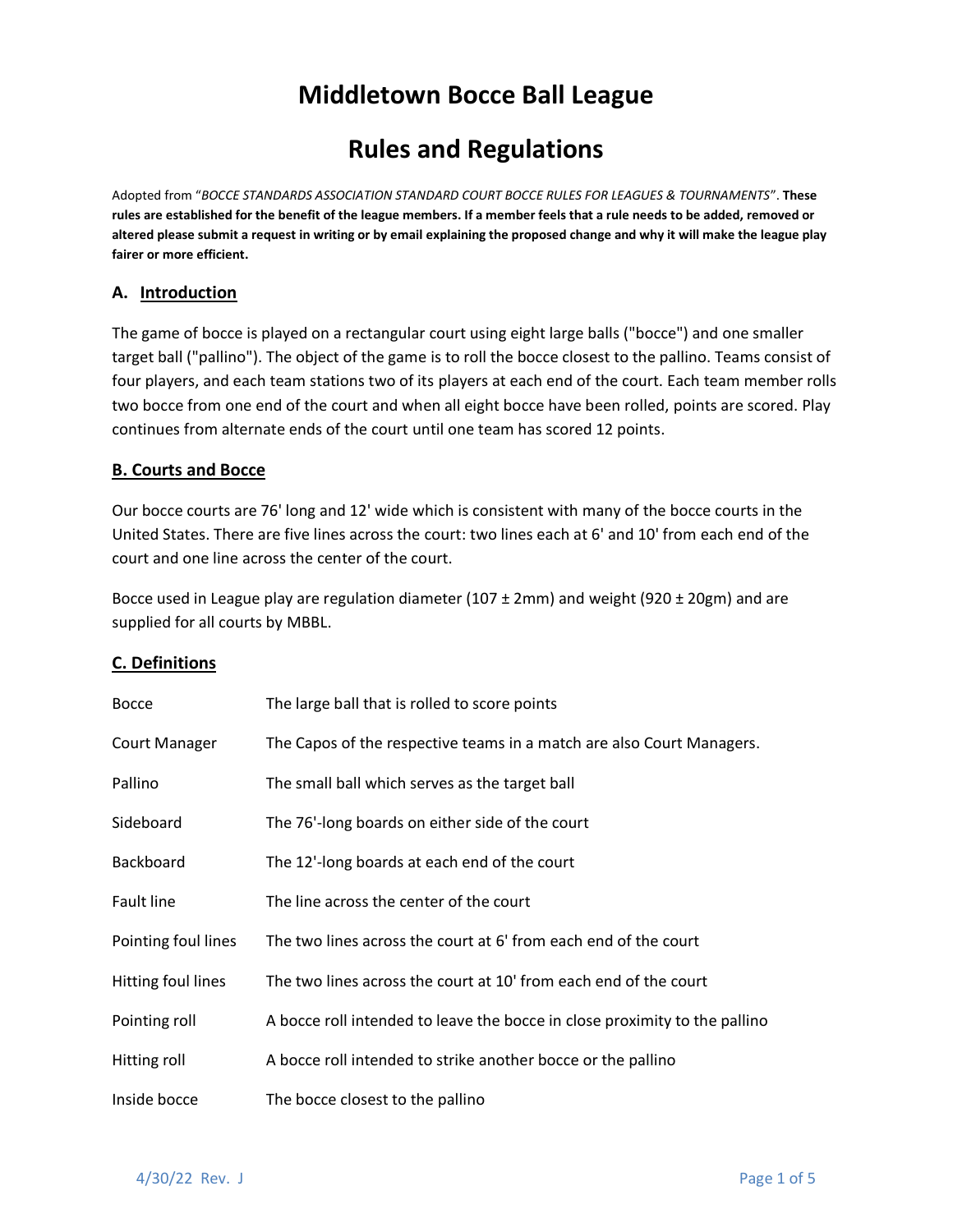# Middletown Bocce Ball League

# Rules and Regulations

Adopted from "*BOCCE STANDARDS ASSOCIATION STANDARD COURT BOCCE RULES FOR LEAGUES & TOURNAMENTS*". **These rules are established for the benefit of the league members. If a member feels that a rule needs to be added, removed or altered please submit a request in writing or by email explaining the proposed change and why it will make the league play fairer or more efficient.**

## A. Introduction

The game of bocce is played on a rectangular court using eight large balls ("bocce") and one smaller target ball ("pallino"). The object of the game is to roll the bocce closest to the pallino. Teams consist of four players, and each team stations two of its players at each end of the court. Each team member rolls two bocce from one end of the court and when all eight bocce have been rolled, points are scored. Play continues from alternate ends of the court until one team has scored 12 points.

## B. Courts and Bocce

Our bocce courts are 76' long and 12' wide which is consistent with many of the bocce courts in the United States. There are five lines across the court: two lines each at 6' and 10' from each end of the court and one line across the center of the court.

Bocce used in League play are regulation diameter (107 ± 2mm) and weight (920 ± 20gm) and are supplied for all courts by MBBL.

## C. Definitions

| | |
|---|---|
| Bocce | The large ball that is rolled to score points |
| Court Manager | The Capos of the respective teams in a match are also Court Managers. |
| Pallino | The small ball which serves as the target ball |
| Sideboard | The 76'-long boards on either side of the court |
| Backboard | The 12'-long boards at each end of the court |
| Fault line | The line across the center of the court |
| Pointing foul lines | The two lines across the court at 6' from each end of the court |
| Hitting foul lines | The two lines across the court at 10' from each end of the court |
| Pointing roll | A bocce roll intended to leave the bocce in close proximity to the pallino |
| Hitting roll | A bocce roll intended to strike another bocce or the pallino |
| Inside bocce | The bocce closest to the pallino |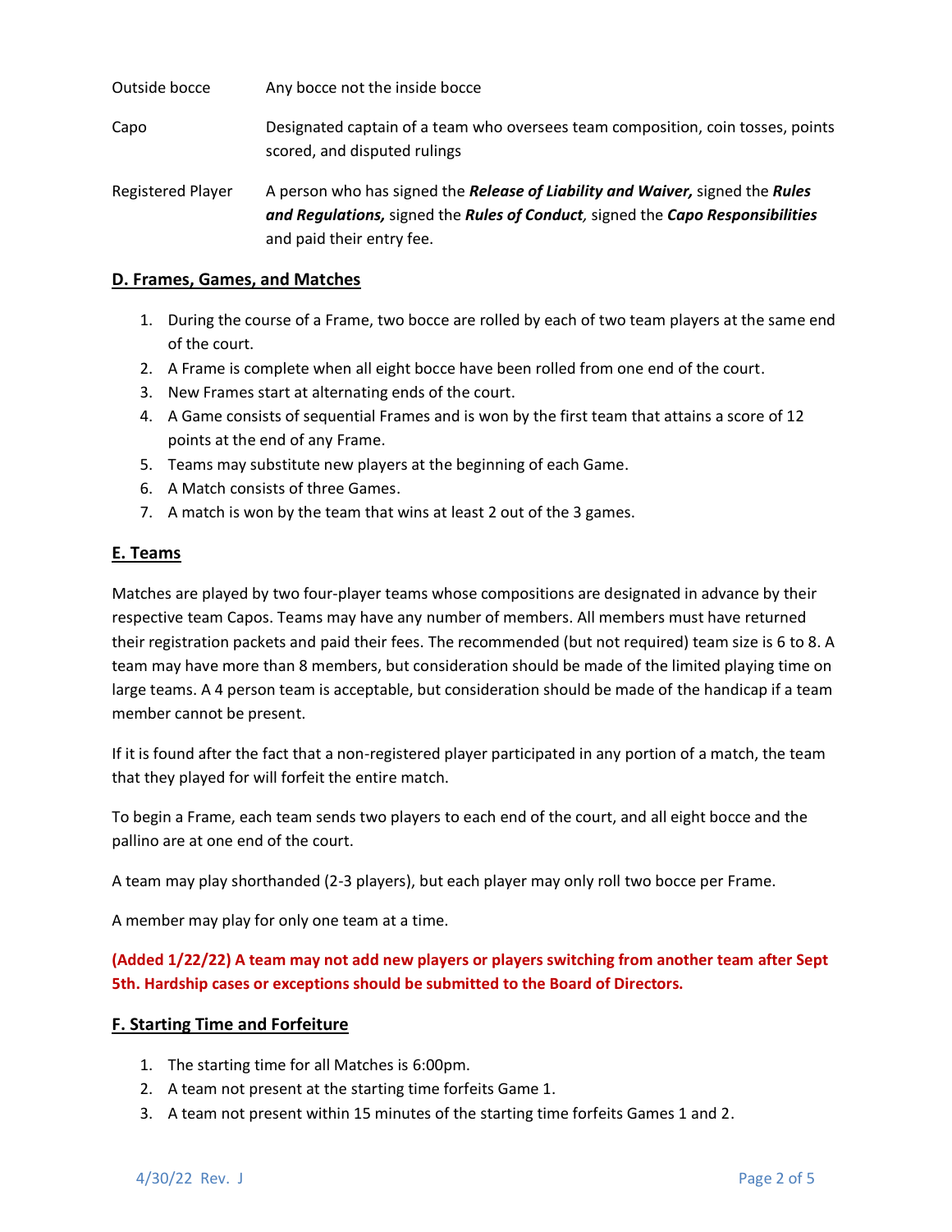| | |
|---|---|
| Outside bocce | Any bocce not the inside bocce |
| Capo | Designated captain of a team who oversees team composition, coin tosses, points scored, and disputed rulings |
| Registered Player | A person who has signed the ***Release of Liability and Waiver,*** signed the ***Rules and Regulations,*** signed the ***Rules of Conduct,*** signed the ***Capo Responsibilities*** and paid their entry fee. |

## D. Frames, Games, and Matches

1. During the course of a Frame, two bocce are rolled by each of two team players at the same end of the court.
2. A Frame is complete when all eight bocce have been rolled from one end of the court.
3. New Frames start at alternating ends of the court.
4. A Game consists of sequential Frames and is won by the first team that attains a score of 12 points at the end of any Frame.
5. Teams may substitute new players at the beginning of each Game.
6. A Match consists of three Games.
7. A match is won by the team that wins at least 2 out of the 3 games.

## E. Teams

Matches are played by two four-player teams whose compositions are designated in advance by their respective team Capos. Teams may have any number of members. All members must have returned their registration packets and paid their fees. The recommended (but not required) team size is 6 to 8. A team may have more than 8 members, but consideration should be made of the limited playing time on large teams. A 4 person team is acceptable, but consideration should be made of the handicap if a team member cannot be present.

If it is found after the fact that a non-registered player participated in any portion of a match, the team that they played for will forfeit the entire match.

To begin a Frame, each team sends two players to each end of the court, and all eight bocce and the pallino are at one end of the court.

A team may play shorthanded (2-3 players), but each player may only roll two bocce per Frame.

A member may play for only one team at a time.

**(Added 1/22/22) A team may not add new players or players switching from another team after Sept 5th. Hardship cases or exceptions should be submitted to the Board of Directors.**

## F. Starting Time and Forfeiture

1. The starting time for all Matches is 6:00pm.
2. A team not present at the starting time forfeits Game 1.
3. A team not present within 15 minutes of the starting time forfeits Games 1 and 2.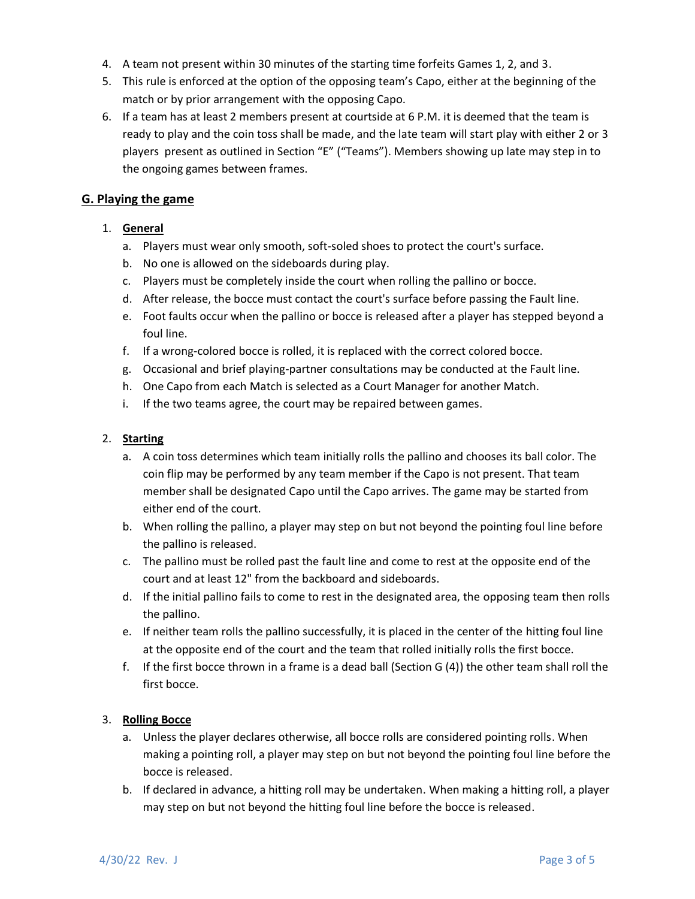4. A team not present within 30 minutes of the starting time forfeits Games 1, 2, and 3.
5. This rule is enforced at the option of the opposing team's Capo, either at the beginning of the match or by prior arrangement with the opposing Capo.
6. If a team has at least 2 members present at courtside at 6 P.M. it is deemed that the team is ready to play and the coin toss shall be made, and the late team will start play with either 2 or 3 players present as outlined in Section "E" ("Teams"). Members showing up late may step in to the ongoing games between frames.

## G. Playing the game

1. **General**
   a. Players must wear only smooth, soft-soled shoes to protect the court's surface.
   b. No one is allowed on the sideboards during play.
   c. Players must be completely inside the court when rolling the pallino or bocce.
   d. After release, the bocce must contact the court's surface before passing the Fault line.
   e. Foot faults occur when the pallino or bocce is released after a player has stepped beyond a foul line.
   f. If a wrong-colored bocce is rolled, it is replaced with the correct colored bocce.
   g. Occasional and brief playing-partner consultations may be conducted at the Fault line.
   h. One Capo from each Match is selected as a Court Manager for another Match.
   i. If the two teams agree, the court may be repaired between games.

2. **Starting**
   a. A coin toss determines which team initially rolls the pallino and chooses its ball color. The coin flip may be performed by any team member if the Capo is not present. That team member shall be designated Capo until the Capo arrives. The game may be started from either end of the court.
   b. When rolling the pallino, a player may step on but not beyond the pointing foul line before the pallino is released.
   c. The pallino must be rolled past the fault line and come to rest at the opposite end of the court and at least 12" from the backboard and sideboards.
   d. If the initial pallino fails to come to rest in the designated area, the opposing team then rolls the pallino.
   e. If neither team rolls the pallino successfully, it is placed in the center of the hitting foul line at the opposite end of the court and the team that rolled initially rolls the first bocce.
   f. If the first bocce thrown in a frame is a dead ball (Section G (4)) the other team shall roll the first bocce.

3. **Rolling Bocce**
   a. Unless the player declares otherwise, all bocce rolls are considered pointing rolls. When making a pointing roll, a player may step on but not beyond the pointing foul line before the bocce is released.
   b. If declared in advance, a hitting roll may be undertaken. When making a hitting roll, a player may step on but not beyond the hitting foul line before the bocce is released.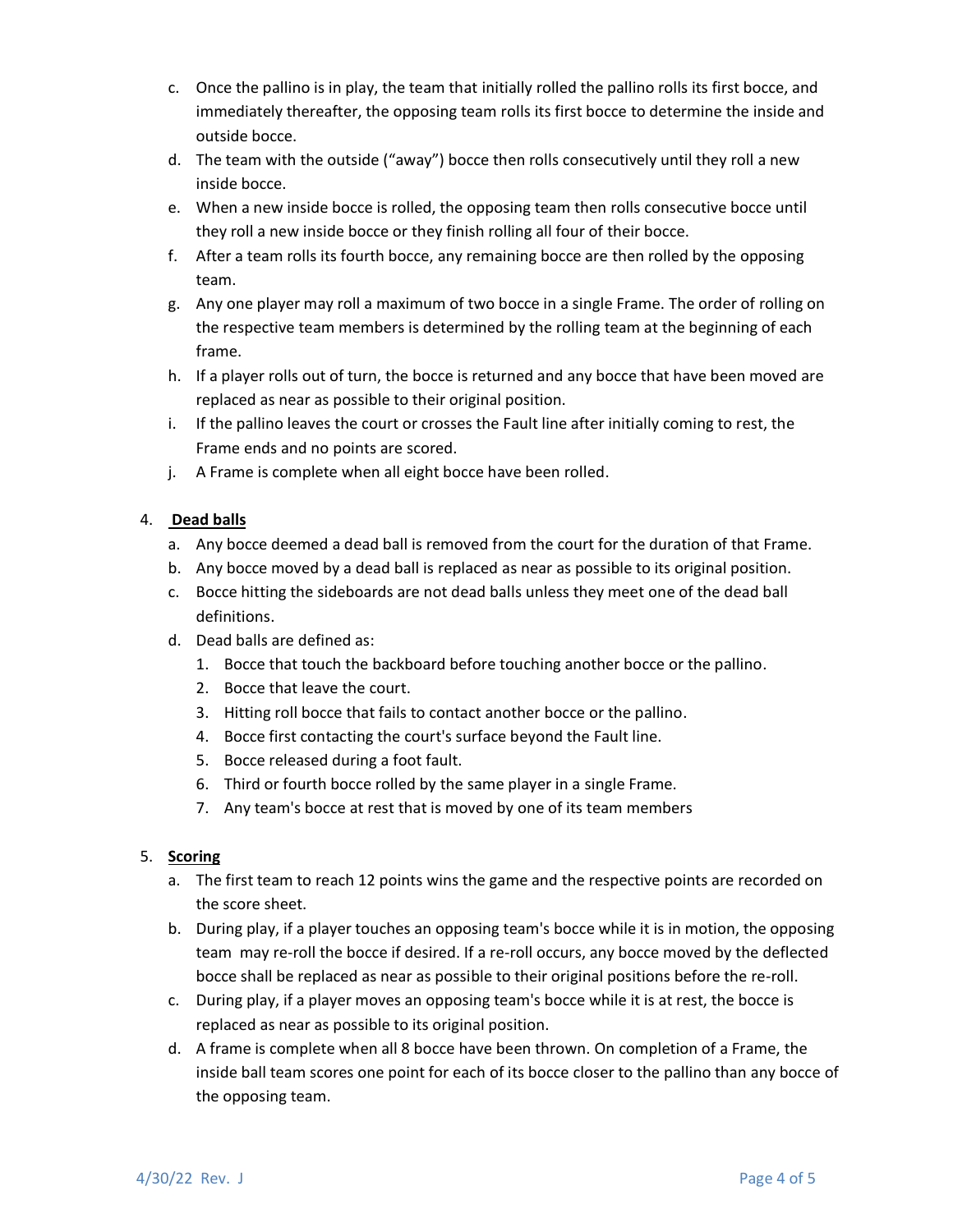c. Once the pallino is in play, the team that initially rolled the pallino rolls its first bocce, and immediately thereafter, the opposing team rolls its first bocce to determine the inside and outside bocce.
d. The team with the outside ("away") bocce then rolls consecutively until they roll a new inside bocce.
e. When a new inside bocce is rolled, the opposing team then rolls consecutive bocce until they roll a new inside bocce or they finish rolling all four of their bocce.
f. After a team rolls its fourth bocce, any remaining bocce are then rolled by the opposing team.
g. Any one player may roll a maximum of two bocce in a single Frame. The order of rolling on the respective team members is determined by the rolling team at the beginning of each frame.
h. If a player rolls out of turn, the bocce is returned and any bocce that have been moved are replaced as near as possible to their original position.
i. If the pallino leaves the court or crosses the Fault line after initially coming to rest, the Frame ends and no points are scored.
j. A Frame is complete when all eight bocce have been rolled.

4. **Dead balls**
   a. Any bocce deemed a dead ball is removed from the court for the duration of that Frame.
   b. Any bocce moved by a dead ball is replaced as near as possible to its original position.
   c. Bocce hitting the sideboards are not dead balls unless they meet one of the dead ball definitions.
   d. Dead balls are defined as:
      1. Bocce that touch the backboard before touching another bocce or the pallino.
      2. Bocce that leave the court.
      3. Hitting roll bocce that fails to contact another bocce or the pallino.
      4. Bocce first contacting the court's surface beyond the Fault line.
      5. Bocce released during a foot fault.
      6. Third or fourth bocce rolled by the same player in a single Frame.
      7. Any team's bocce at rest that is moved by one of its team members

5. **Scoring**
   a. The first team to reach 12 points wins the game and the respective points are recorded on the score sheet.
   b. During play, if a player touches an opposing team's bocce while it is in motion, the opposing team may re-roll the bocce if desired. If a re-roll occurs, any bocce moved by the deflected bocce shall be replaced as near as possible to their original positions before the re-roll.
   c. During play, if a player moves an opposing team's bocce while it is at rest, the bocce is replaced as near as possible to its original position.
   d. A frame is complete when all 8 bocce have been thrown. On completion of a Frame, the inside ball team scores one point for each of its bocce closer to the pallino than any bocce of the opposing team.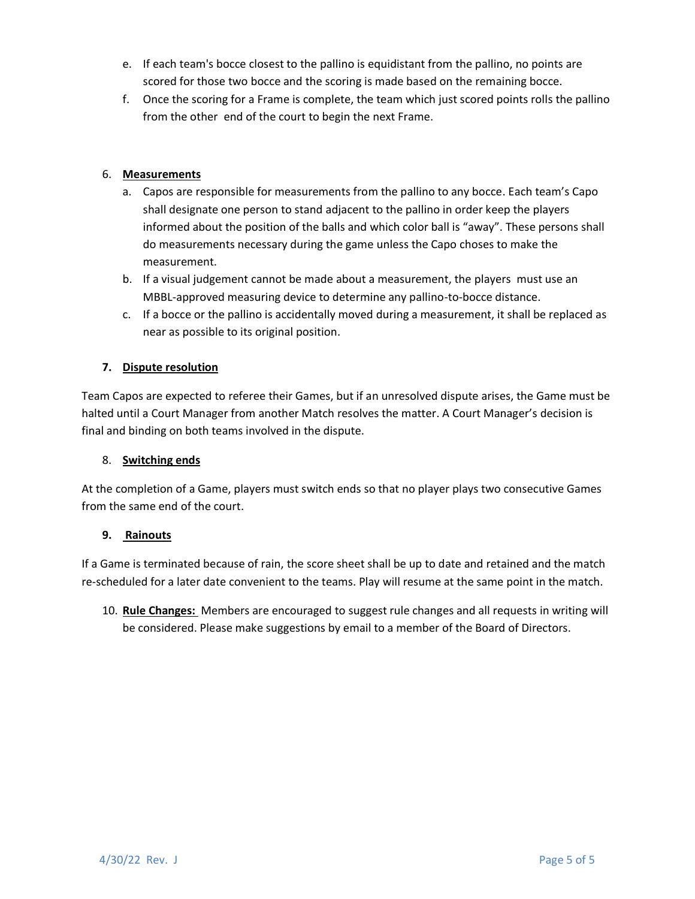e. If each team's bocce closest to the pallino is equidistant from the pallino, no points are scored for those two bocce and the scoring is made based on the remaining bocce.

f. Once the scoring for a Frame is complete, the team which just scored points rolls the pallino from the other end of the court to begin the next Frame.

6. **Measurements**

   a. Capos are responsible for measurements from the pallino to any bocce. Each team's Capo shall designate one person to stand adjacent to the pallino in order keep the players informed about the position of the balls and which color ball is "away". These persons shall do measurements necessary during the game unless the Capo choses to make the measurement.

   b. If a visual judgement cannot be made about a measurement, the players must use an MBBL-approved measuring device to determine any pallino-to-bocce distance.

   c. If a bocce or the pallino is accidentally moved during a measurement, it shall be replaced as near as possible to its original position.

7. **Dispute resolution**

Team Capos are expected to referee their Games, but if an unresolved dispute arises, the Game must be halted until a Court Manager from another Match resolves the matter. A Court Manager's decision is final and binding on both teams involved in the dispute.

8. **Switching ends**

At the completion of a Game, players must switch ends so that no player plays two consecutive Games from the same end of the court.

9. **Rainouts**

If a Game is terminated because of rain, the score sheet shall be up to date and retained and the match re-scheduled for a later date convenient to the teams. Play will resume at the same point in the match.

10. **Rule Changes:** Members are encouraged to suggest rule changes and all requests in writing will be considered. Please make suggestions by email to a member of the Board of Directors.